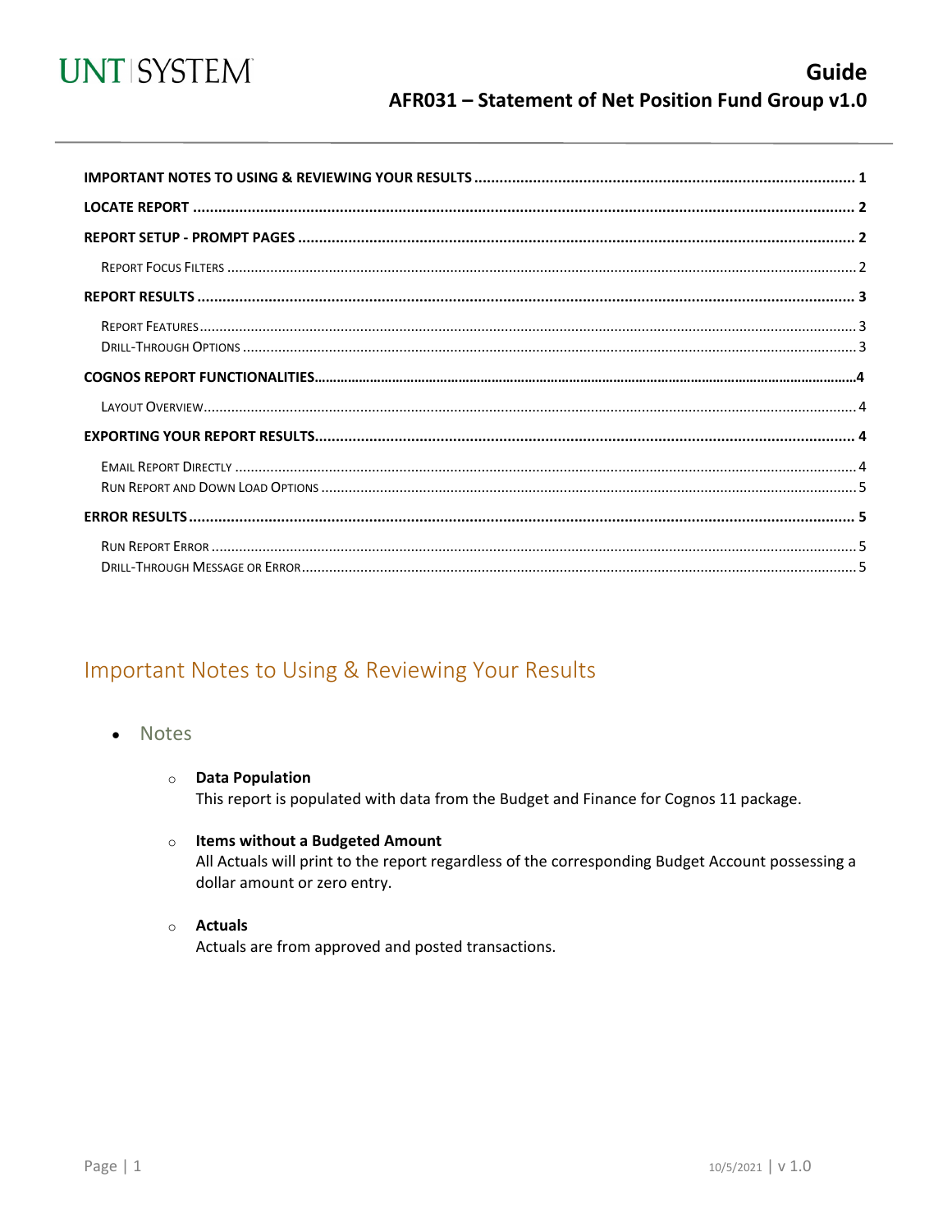UNT | SYSTEM

# Guide

## AFR031 – Statement of Net Position Fund Group v1.0

**IMPORTANT NOTES TO USING & REVIEWING YOUR RESULTS** .......... 1
**LOCATE REPORT** .......... 2
**REPORT SETUP - PROMPT PAGES** .......... 2
- Report Focus Filters .......... 2

**REPORT RESULTS** .......... 3
- Report Features .......... 3
- Drill-Through Options .......... 3

**COGNOS REPORT FUNCTIONALITIES** .......... 4
- Layout Overview .......... 4

**EXPORTING YOUR REPORT RESULTS** .......... 4
- Email Report Directly .......... 4
- Run Report and Down Load Options .......... 5

**ERROR RESULTS** .......... 5
- Run Report Error .......... 5
- Drill-Through Message or Error .......... 5

## Important Notes to Using & Reviewing Your Results

- Notes
  - **Data Population**
    This report is populated with data from the Budget and Finance for Cognos 11 package.
  - **Items without a Budgeted Amount**
    All Actuals will print to the report regardless of the corresponding Budget Account possessing a dollar amount or zero entry.
  - **Actuals**
    Actuals are from approved and posted transactions.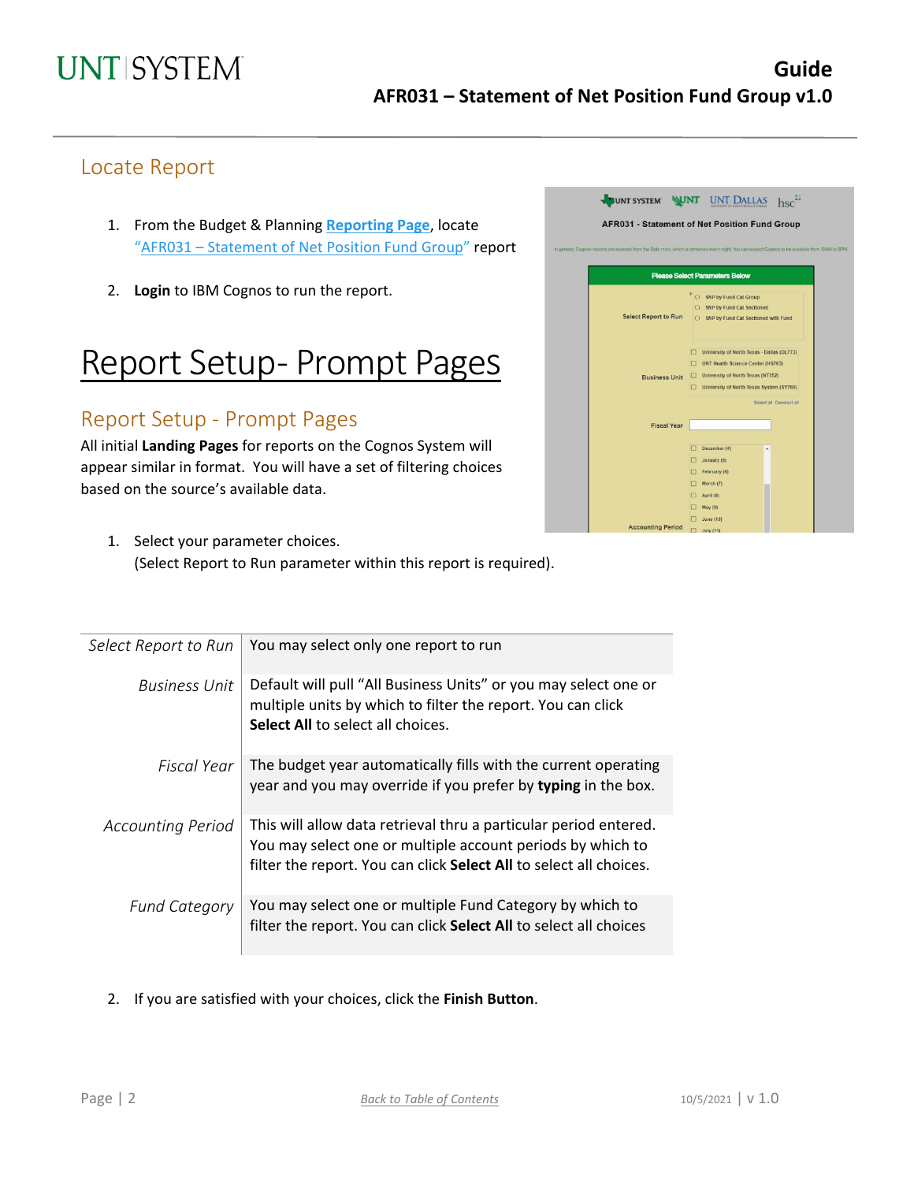## Locate Report

1. From the Budget & Planning **Reporting Page**, locate "AFR031 – Statement of Net Position Fund Group" report

2. **Login** to IBM Cognos to run the report.

# Report Setup- Prompt Pages

## Report Setup - Prompt Pages

All initial **Landing Pages** for reports on the Cognos System will appear similar in format. You will have a set of filtering choices based on the source's available data.

1. Select your parameter choices.
   (Select Report to Run parameter within this report is required).

| | |
|---|---|
| *Select Report to Run* | You may select only one report to run |
| *Business Unit* | Default will pull "All Business Units" or you may select one or multiple units by which to filter the report. You can click **Select All** to select all choices. |
| *Fiscal Year* | The budget year automatically fills with the current operating year and you may override if you prefer by **typing** in the box. |
| *Accounting Period* | This will allow data retrieval thru a particular period entered. You may select one or multiple account periods by which to filter the report. You can click **Select All** to select all choices. |
| *Fund Category* | You may select one or multiple Fund Category by which to filter the report. You can click **Select All** to select all choices |

2. If you are satisfied with your choices, click the **Finish Button**.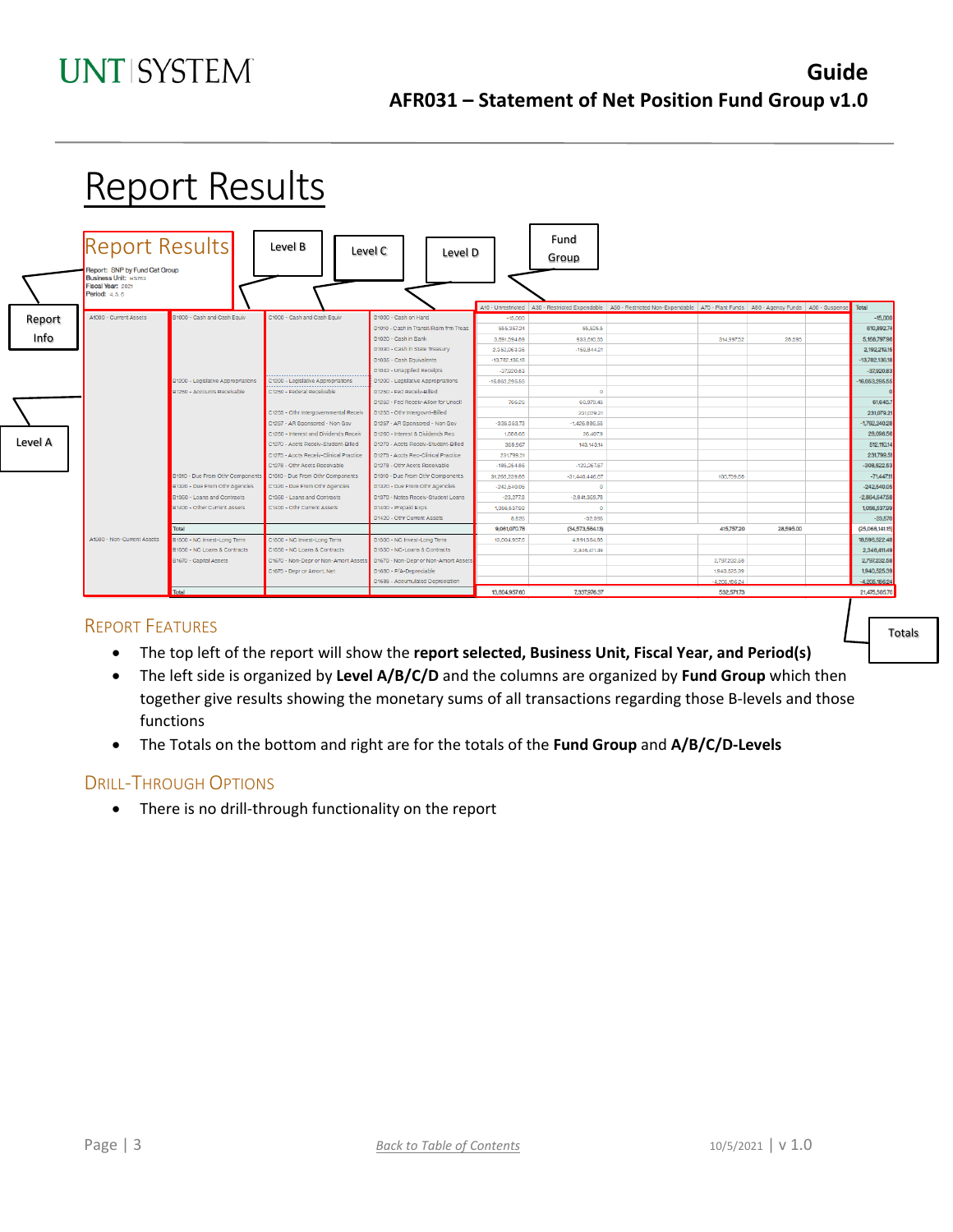# Report Results

Report Results

Report: SNP by Fund Cat Group
Business Unit: ...
Fiscal Year: 2021
Period: 4, 5, 6

Report Info | Level A | Level B | Level C | Level D | Fund Group | Totals

| Level A | Level B | Level C | Level D | A10 - Unrestricted | A30 - Restricted Expendable | A50 - Restricted Non-Expendable | A70 - Plant Funds | A80 - Agency Funds | A90 - Suspense | Total |
|---|---|---|---|---|---|---|---|---|---|---|
| A1000 - Current Assets | B1000 - Cash and Cash Equiv | C1000 - Cash and Cash Equiv | D1000 - Cash on Hand | -15,000 | | | | | | -15,000 |
| | | | D1010 - Cash in Transit/Reim frm Treas | 555,367.24 | 55,525.5 | | | | | 610,892.74 |
| | | | D1020 - Cash in Bank | 3,891,594.69 | 933,610.55 | | 314,997.52 | 26,595 | | 5,166,797.86 |
| | | | D1030 - Cash in State Treasury | 2,350,063.06 | -150,844.21 | | | | | 2,192,212.15 |
| | | | D1035 - Cash Equivalents | -13,782,136.18 | | | | | | -13,782,136.18 |
| | | | D1042 - Unapplied Receipts | -37,920.83 | | | | | | -37,920.83 |
| | B1200 - Legislative Appropriations | C1200 - Legislative Appropriations | D1200 - Legislative Appropriations | -16,063,295.55 | | | | | | -16,063,295.55 |
| | B1250 - Accounts Receivable | C1250 - Federal Receivable | D1250 - Fed Receiv-Billed | | 0 | | | | | 0 |
| | | | D1252 - Fed Receiv-Allow for Uncoll | 766.25 | 60,879.45 | | | | | 61,645.7 |
| | | C1255 - Othr Intergovernmental Receiv | D1255 - Othr Intergovnt-Billed | | 231,079.21 | | | | | 231,079.21 |
| | | C1257 - AR Sponsored - Non Gov | D1257 - AR Sponsored - Non Gov | -335,353.73 | -1,426,886.55 | | | | | -1,762,240.28 |
| | | C1260 - Interest and Dividends Receiv | D1260 - Interest & Dividends Rec | 1,556.66 | 26,407.9 | | | | | 28,096.56 |
| | | C1270 - Accts Receiv-Student-Billed | D1270 - Accts Receiv-Student-Billed | 368,567 | 143,143.14 | | | | | 512,110.14 |
| | | C1275 - Accts Receiv-Clinical Practice | D1275 - Accts Rec-Clinical Practice | 231,798.51 | | | | | | 231,798.51 |
| | | C1278 - Othr Accts Receivable | D1278 - Othr Accts Receivable | -185,254.86 | -123,267.67 | | | | | -308,522.53 |
| | B1310 - Due From Othr Components | C1310 - Due From Othr Components | D1310 - Due From Othr Components | 31,266,339.65 | -31,440,446.07 | | 100,709.66 | | | -71,447.11 |
| | B1320 - Due From Othr Agencies | C1320 - Due From Othr Agencies | D1320 - Due From Othr Agencies | -242,540.05 | 0 | | | | | -242,540.05 |
| | B1350 - Loans and Contracts | C1350 - Loans and Contracts | D1370 - Notes Receiv-Student Loans | -23,277.8 | -2,841,369.78 | | | | | -2,864,647.58 |
| | B1400 - Other Current Assets | C1400 - Othr Current Assets | D1400 - Prepaid Exps | 1,056,537.99 | 0 | | | | | 1,056,537.99 |
| | | | D1420 - Othr Current Assets | 8,826 | -32,395 | | | | | -23,570 |
| | Total | | | 9,061,070.78 | (34,573,564.13) | | 415,757.20 | 26,595.00 | | (25,068,141.15) |
| A1500 - Non-Current Assets | B1500 - NC Invest-Long Term | C1500 - NC Invest-Long Term | D1500 - NC Invest-Long Term | 13,604,957.6 | 4,991,564.85 | | | | | 18,596,522.45 |
| | B1530 - NC Loans & Contracts | C1530 - NC Loans & Contracts | D1530 - NC-Loans & Contracts | | 2,346,411.49 | | | | | 2,346,411.49 |
| | B1670 - Capital Assets | C1670 - Non-Depr or Non-Amort Assets | D1670 - Non-Depr or Non-Amort Assets | | | | 2,797,232.58 | | | 2,797,232.58 |
| | | C1675 - Depr or Amort, Net | D1680 - F/A-Depreciable | | | | 1,940,325.39 | | | 1,940,325.39 |
| | | | D1685 - Accumulated Depreciation | | | | -4,205,186.24 | | | -4,205,186.24 |
| | Total | | | 13,604,957.60 | 7,337,976.37 | | 532,571.73 | | | 21,475,505.70 |

## Report Features

- The top left of the report will show the **report selected, Business Unit, Fiscal Year, and Period(s)**
- The left side is organized by **Level A/B/C/D** and the columns are organized by **Fund Group** which then together give results showing the monetary sums of all transactions regarding those B-levels and those functions
- The Totals on the bottom and right are for the totals of the **Fund Group** and **A/B/C/D-Levels**

## Drill-Through Options

- There is no drill-through functionality on the report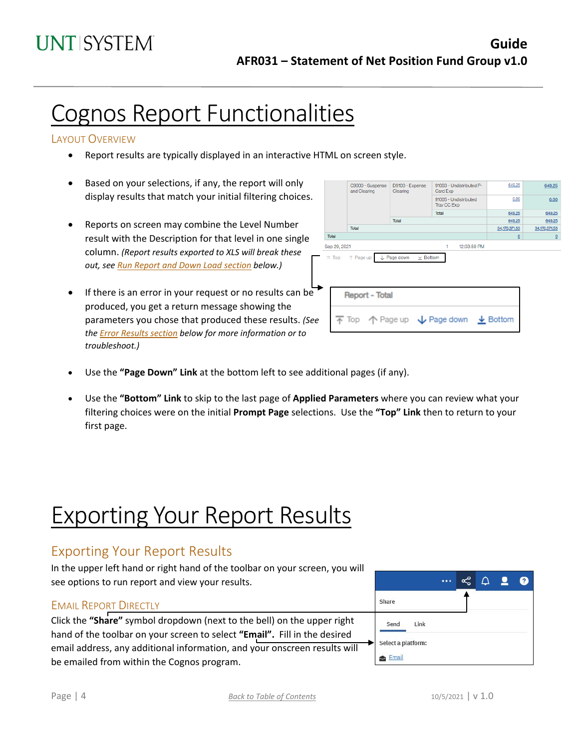# Cognos Report Functionalities

### Layout Overview

- Report results are typically displayed in an interactive HTML on screen style.
- Based on your selections, if any, the report will only display results that match your initial filtering choices.
- Reports on screen may combine the Level Number result with the Description for that level in one single column. *(Report results exported to XLS will break these out, see Run Report and Down Load section below.)*
- If there is an error in your request or no results can be produced, you get a return message showing the parameters you chose that produced these results. *(See the Error Results section below for more information or to troubleshoot.)*
- Use the **"Page Down" Link** at the bottom left to see additional pages (if any).
- Use the **"Bottom" Link** to skip to the last page of **Applied Parameters** where you can review what your filtering choices were on the initial **Prompt Page** selections. Use the **"Top" Link** then to return to your first page.

# Exporting Your Report Results

## Exporting Your Report Results

In the upper left hand or right hand of the toolbar on your screen, you will see options to run report and view your results.

### Email Report Directly

Click the **"Share"** symbol dropdown (next to the bell) on the upper right hand of the toolbar on your screen to select **"Email".** Fill in the desired email address, any additional information, and your onscreen results will be emailed from within the Cognos program.

Back to Table of Contents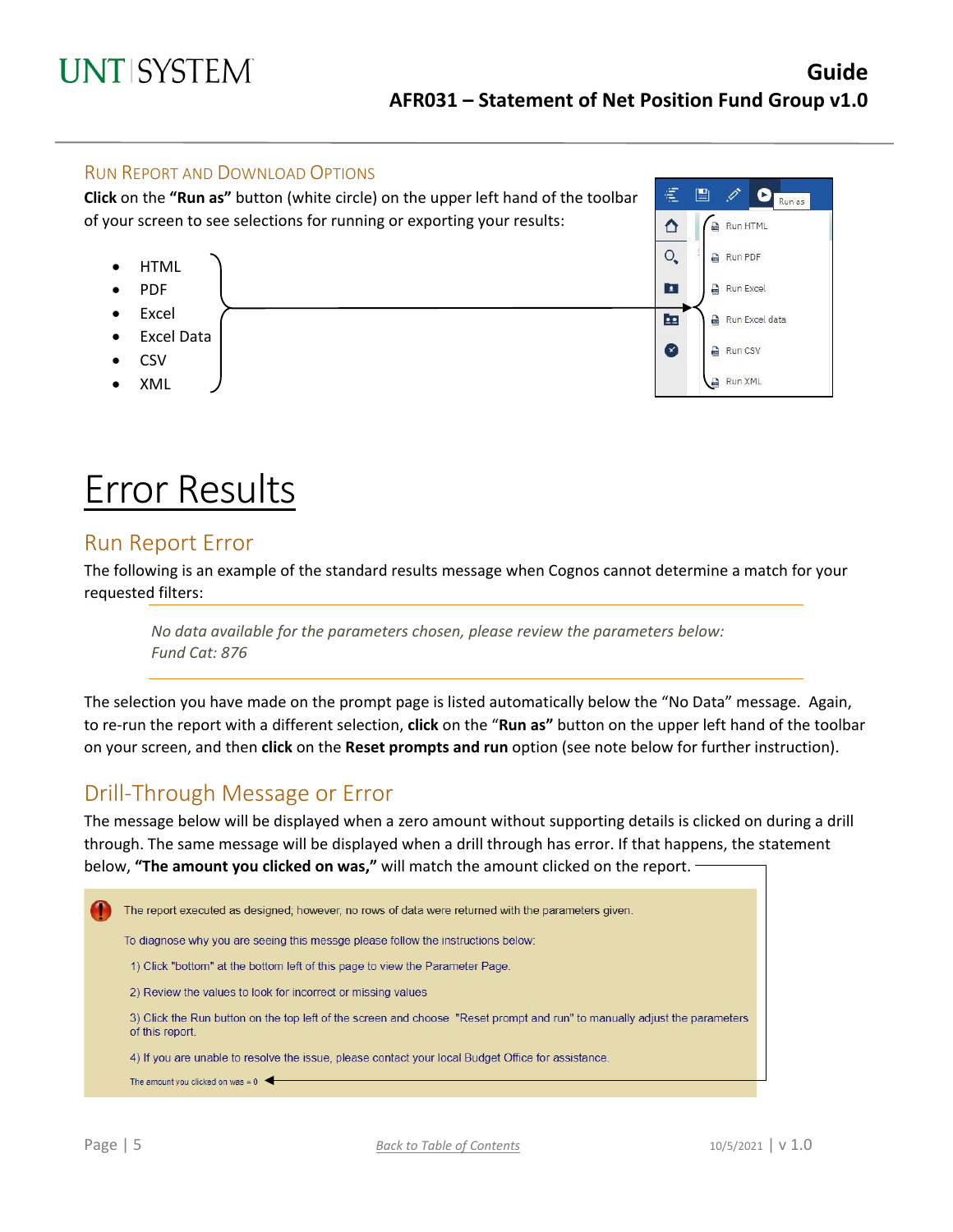## Run Report and Download Options

**Click** on the **"Run as"** button (white circle) on the upper left hand of the toolbar of your screen to see selections for running or exporting your results:

- HTML
- PDF
- Excel
- Excel Data
- CSV
- XML

Run as
Run HTML
Run PDF
Run Excel
Run Excel data
Run CSV
Run XML

# Error Results

## Run Report Error

The following is an example of the standard results message when Cognos cannot determine a match for your requested filters:

> *No data available for the parameters chosen, please review the parameters below:*
> *Fund Cat: 876*

The selection you have made on the prompt page is listed automatically below the "No Data" message. Again, to re-run the report with a different selection, **click** on the "**Run as"** button on the upper left hand of the toolbar on your screen, and then **click** on the **Reset prompts and run** option (see note below for further instruction).

## Drill-Through Message or Error

The message below will be displayed when a zero amount without supporting details is clicked on during a drill through. The same message will be displayed when a drill through has error. If that happens, the statement below, **"The amount you clicked on was,"** will match the amount clicked on the report.

The report executed as designed; however, no rows of data were returned with the parameters given.

To diagnose why you are seeing this messge please follow the instructions below:

1) Click "bottom" at the bottom left of this page to view the Parameter Page.

2) Review the values to look for incorrect or missing values

3) Click the Run button on the top left of the screen and choose "Reset prompt and run" to manually adjust the parameters of this report.

4) If you are unable to resolve the issue, please contact your local Budget Office for assistance.

The amount you clicked on was = 0

Back to Table of Contents